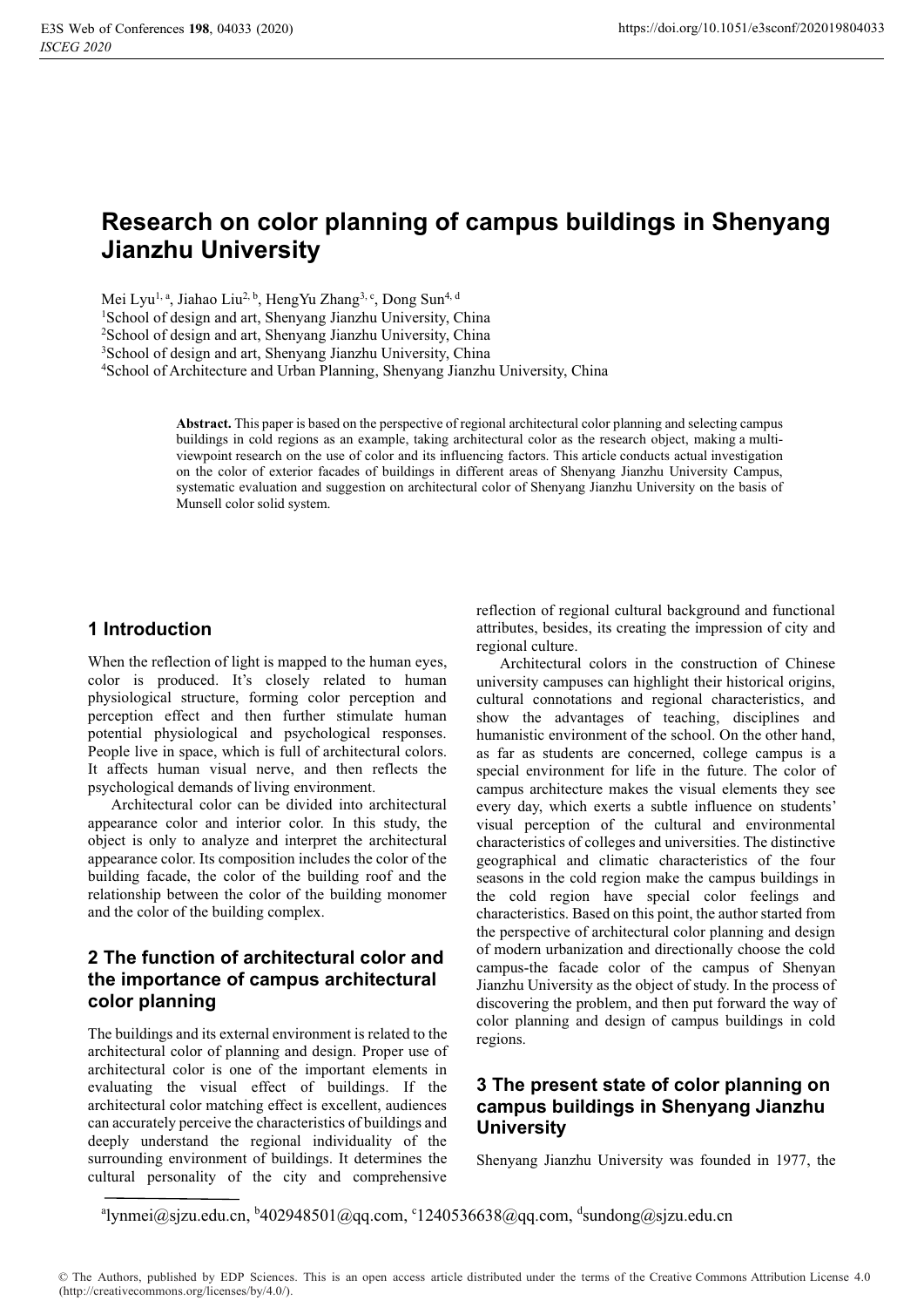# Research on color planning of campus buildings in Shenyang Jianzhu University

Mei Lyu[1, a], Jiahao Liu[2, b], HengYu Zhang[3, c], Dong Sun[4, d]

[1]School of design and art, Shenyang Jianzhu University, China
[2]School of design and art, Shenyang Jianzhu University, China
[3]School of design and art, Shenyang Jianzhu University, China
[4]School of Architecture and Urban Planning, Shenyang Jianzhu University, China

**Abstract.** This paper is based on the perspective of regional architectural color planning and selecting campus buildings in cold regions as an example, taking architectural color as the research object, making a multi-viewpoint research on the use of color and its influencing factors. This article conducts actual investigation on the color of exterior facades of buildings in different areas of Shenyang Jianzhu University Campus, systematic evaluation and suggestion on architectural color of Shenyang Jianzhu University on the basis of Munsell color solid system.

## 1 Introduction

When the reflection of light is mapped to the human eyes, color is produced. It's closely related to human physiological structure, forming color perception and perception effect and then further stimulate human potential physiological and psychological responses. People live in space, which is full of architectural colors. It affects human visual nerve, and then reflects the psychological demands of living environment.

Architectural color can be divided into architectural appearance color and interior color. In this study, the object is only to analyze and interpret the architectural appearance color. Its composition includes the color of the building facade, the color of the building roof and the relationship between the color of the building monomer and the color of the building complex.

## 2 The function of architectural color and the importance of campus architectural color planning

The buildings and its external environment is related to the architectural color of planning and design. Proper use of architectural color is one of the important elements in evaluating the visual effect of buildings. If the architectural color matching effect is excellent, audiences can accurately perceive the characteristics of buildings and deeply understand the regional individuality of the surrounding environment of buildings. It determines the cultural personality of the city and comprehensive reflection of regional cultural background and functional attributes, besides, its creating the impression of city and regional culture.

Architectural colors in the construction of Chinese university campuses can highlight their historical origins, cultural connotations and regional characteristics, and show the advantages of teaching, disciplines and humanistic environment of the school. On the other hand, as far as students are concerned, college campus is a special environment for life in the future. The color of campus architecture makes the visual elements they see every day, which exerts a subtle influence on students' visual perception of the cultural and environmental characteristics of colleges and universities. The distinctive geographical and climatic characteristics of the four seasons in the cold region make the campus buildings in the cold region have special color feelings and characteristics. Based on this point, the author started from the perspective of architectural color planning and design of modern urbanization and directionally choose the cold campus-the facade color of the campus of Shenyan Jianzhu University as the object of study. In the process of discovering the problem, and then put forward the way of color planning and design of campus buildings in cold regions.

## 3 The present state of color planning on campus buildings in Shenyang Jianzhu University

Shenyang Jianzhu University was founded in 1977, the

[a]lynmei@sjzu.edu.cn, [b]402948501@qq.com, [c]1240536638@qq.com, [d]sundong@sjzu.edu.cn

© The Authors, published by EDP Sciences. This is an open access article distributed under the terms of the Creative Commons Attribution License 4.0 (http://creativecommons.org/licenses/by/4.0/).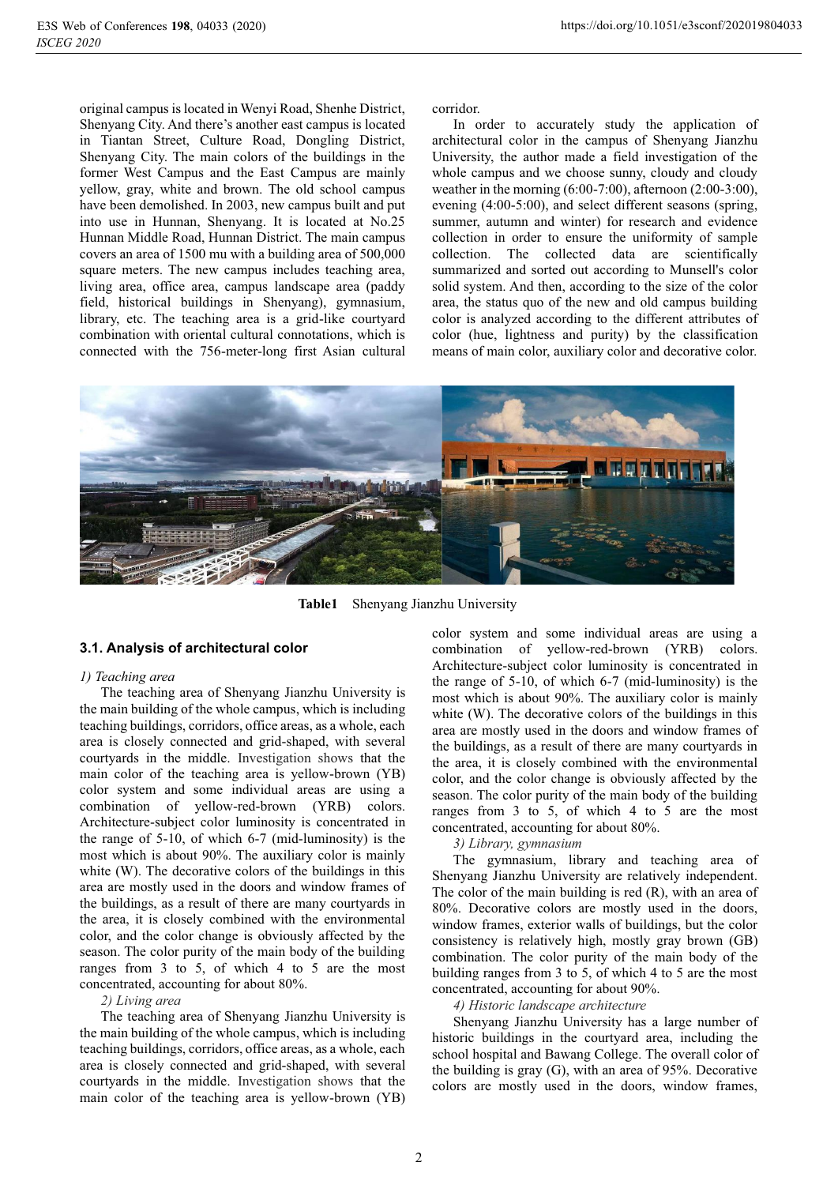original campus is located in Wenyi Road, Shenhe District, Shenyang City. And there's another east campus is located in Tiantan Street, Culture Road, Dongling District, Shenyang City. The main colors of the buildings in the former West Campus and the East Campus are mainly yellow, gray, white and brown. The old school campus have been demolished. In 2003, new campus built and put into use in Hunnan, Shenyang. It is located at No.25 Hunnan Middle Road, Hunnan District. The main campus covers an area of 1500 mu with a building area of 500,000 square meters. The new campus includes teaching area, living area, office area, campus landscape area (paddy field, historical buildings in Shenyang), gymnasium, library, etc. The teaching area is a grid-like courtyard combination with oriental cultural connotations, which is connected with the 756-meter-long first Asian cultural corridor.

In order to accurately study the application of architectural color in the campus of Shenyang Jianzhu University, the author made a field investigation of the whole campus and we choose sunny, cloudy and cloudy weather in the morning (6:00-7:00), afternoon (2:00-3:00), evening (4:00-5:00), and select different seasons (spring, summer, autumn and winter) for research and evidence collection in order to ensure the uniformity of sample collection. The collected data are scientifically summarized and sorted out according to Munsell's color solid system. And then, according to the size of the color area, the status quo of the new and old campus building color is analyzed according to the different attributes of color (hue, lightness and purity) by the classification means of main color, auxiliary color and decorative color.

**Table1** Shenyang Jianzhu University

### 3.1. Analysis of architectural color

*1) Teaching area*

The teaching area of Shenyang Jianzhu University is the main building of the whole campus, which is including teaching buildings, corridors, office areas, as a whole, each area is closely connected and grid-shaped, with several courtyards in the middle. Investigation shows that the main color of the teaching area is yellow-brown (YB) color system and some individual areas are using a combination of yellow-red-brown (YRB) colors. Architecture-subject color luminosity is concentrated in the range of 5-10, of which 6-7 (mid-luminosity) is the most which is about 90%. The auxiliary color is mainly white (W). The decorative colors of the buildings in this area are mostly used in the doors and window frames of the buildings, as a result of there are many courtyards in the area, it is closely combined with the environmental color, and the color change is obviously affected by the season. The color purity of the main body of the building ranges from 3 to 5, of which 4 to 5 are the most concentrated, accounting for about 80%.

*2) Living area*

The teaching area of Shenyang Jianzhu University is the main building of the whole campus, which is including teaching buildings, corridors, office areas, as a whole, each area is closely connected and grid-shaped, with several courtyards in the middle. Investigation shows that the main color of the teaching area is yellow-brown (YB) color system and some individual areas are using a combination of yellow-red-brown (YRB) colors. Architecture-subject color luminosity is concentrated in the range of 5-10, of which 6-7 (mid-luminosity) is the most which is about 90%. The auxiliary color is mainly white (W). The decorative colors of the buildings in this area are mostly used in the doors and window frames of the buildings, as a result of there are many courtyards in the area, it is closely combined with the environmental color, and the color change is obviously affected by the season. The color purity of the main body of the building ranges from 3 to 5, of which 4 to 5 are the most concentrated, accounting for about 80%.

*3) Library, gymnasium*

The gymnasium, library and teaching area of Shenyang Jianzhu University are relatively independent. The color of the main building is red (R), with an area of 80%. Decorative colors are mostly used in the doors, window frames, exterior walls of buildings, but the color consistency is relatively high, mostly gray brown (GB) combination. The color purity of the main body of the building ranges from 3 to 5, of which 4 to 5 are the most concentrated, accounting for about 90%.

*4) Historic landscape architecture*

Shenyang Jianzhu University has a large number of historic buildings in the courtyard area, including the school hospital and Bawang College. The overall color of the building is gray (G), with an area of 95%. Decorative colors are mostly used in the doors, window frames,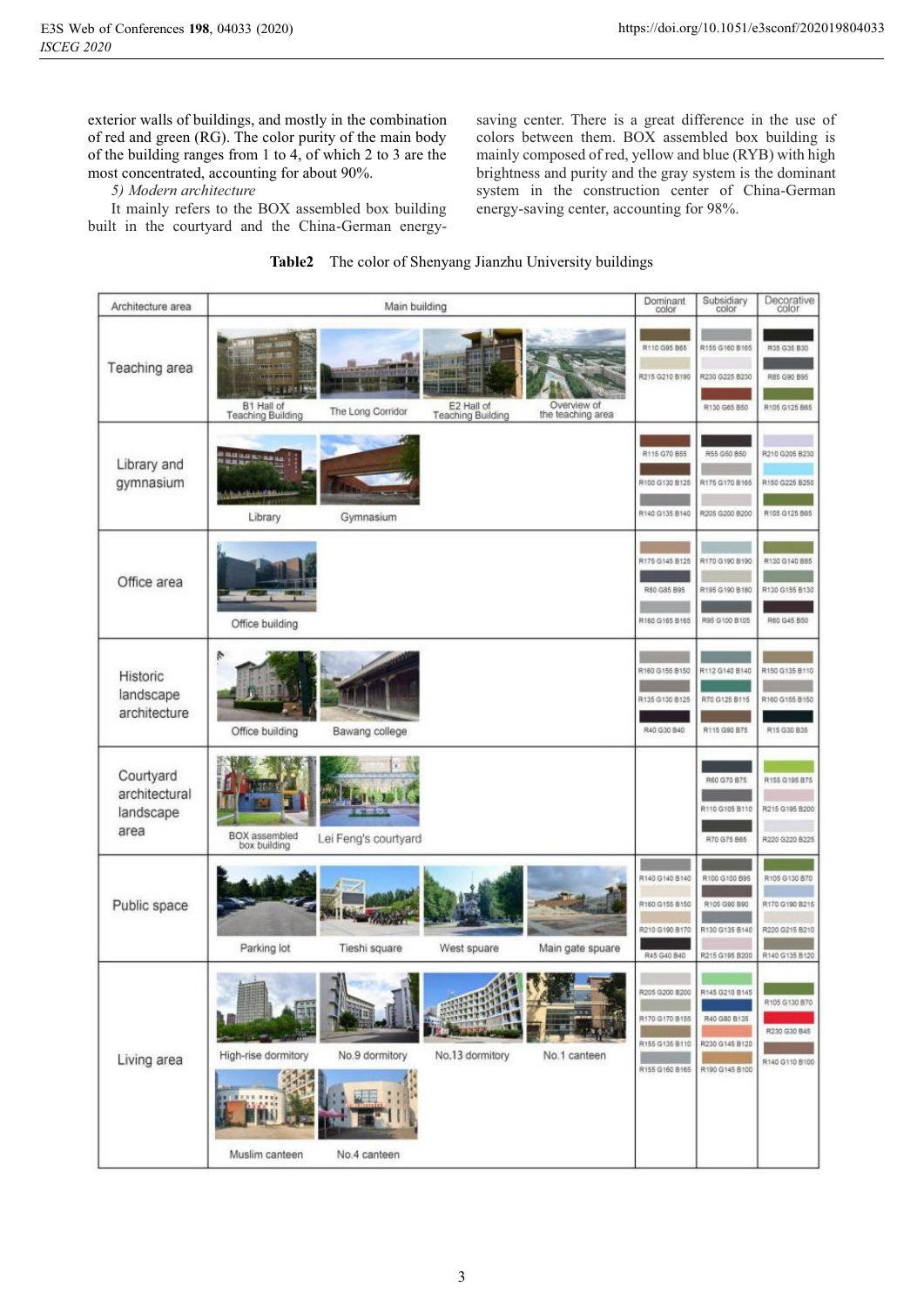exterior walls of buildings, and mostly in the combination of red and green (RG). The color purity of the main body of the building ranges from 1 to 4, of which 2 to 3 are the most concentrated, accounting for about 90%.

*5) Modern architecture*

It mainly refers to the BOX assembled box building built in the courtyard and the China-German energy-saving center. There is a great difference in the use of colors between them. BOX assembled box building is mainly composed of red, yellow and blue (RYB) with high brightness and purity and the gray system is the dominant system in the construction center of China-German energy-saving center, accounting for 98%.

**Table2** The color of Shenyang Jianzhu University buildings

| Architecture area | Main building | Dominant color | Subsidiary color | Decorative color |
|---|---|---|---|---|
| Teaching area | B1 Hall of Teaching Building; The Long Corridor; E2 Hall of Teaching Building; Overview of the teaching area | R110 G95 B65<br>R215 G210 B190 | R155 G160 B165<br>R230 G225 B230<br>R130 G65 B50 | R35 G35 B30<br>R85 G90 B95<br>R105 G125 B65 |
| Library and gymnasium | Library; Gymnasium | R115 G70 B55<br>R100 G130 B125<br>R140 G135 B140 | R55 G50 B50<br>R175 G170 B165<br>R205 G200 B200 | R210 G205 B230<br>R150 G225 B250<br>R105 G125 B65 |
| Office area | Office building | R175 G145 B125<br>R80 G85 B95<br>R160 G165 B165 | R170 G190 B190<br>R195 G190 B180<br>R95 G100 B105 | R130 G140 B85<br>R130 G155 B130<br>R60 G45 B50 |
| Historic landscape architecture | Office building; Bawang college | R160 G155 B150<br>R135 G130 B125<br>R40 G30 B40 | R112 G140 B140<br>R70 G125 B115<br>R115 G90 B75 | R150 G135 B110<br>R160 G155 B150<br>R15 G30 B35 |
| Courtyard architectural landscape area | BOX assembled box building; Lei Feng's courtyard | | R60 G70 B75<br>R110 G105 B110<br>R70 G75 B65 | R155 G195 B75<br>R215 G195 B200<br>R220 G220 B225 |
| Public space | Parking lot; Tieshi square; West spuare; Main gate spuare | R140 G140 B140<br>R160 G155 B150<br>R210 G190 B170<br>R45 G40 B40 | R100 G100 B95<br>R105 G90 B90<br>R130 G135 B140<br>R215 G195 B200 | R105 G130 B70<br>R170 G190 B215<br>R220 G215 B210<br>R140 G135 B120 |
| Living area | High-rise dormitory; No.9 dormitory; No.13 dormitory; No.1 canteen; Muslim canteen; No.4 canteen | R205 G200 B200<br>R170 G170 B155<br>R155 G135 B110<br>R155 G160 B165 | R145 G210 B145<br>R40 G80 B135<br>R230 G145 B120<br>R190 G145 B100 | R105 G130 B70<br>R230 G30 B45<br>R140 G110 B100 |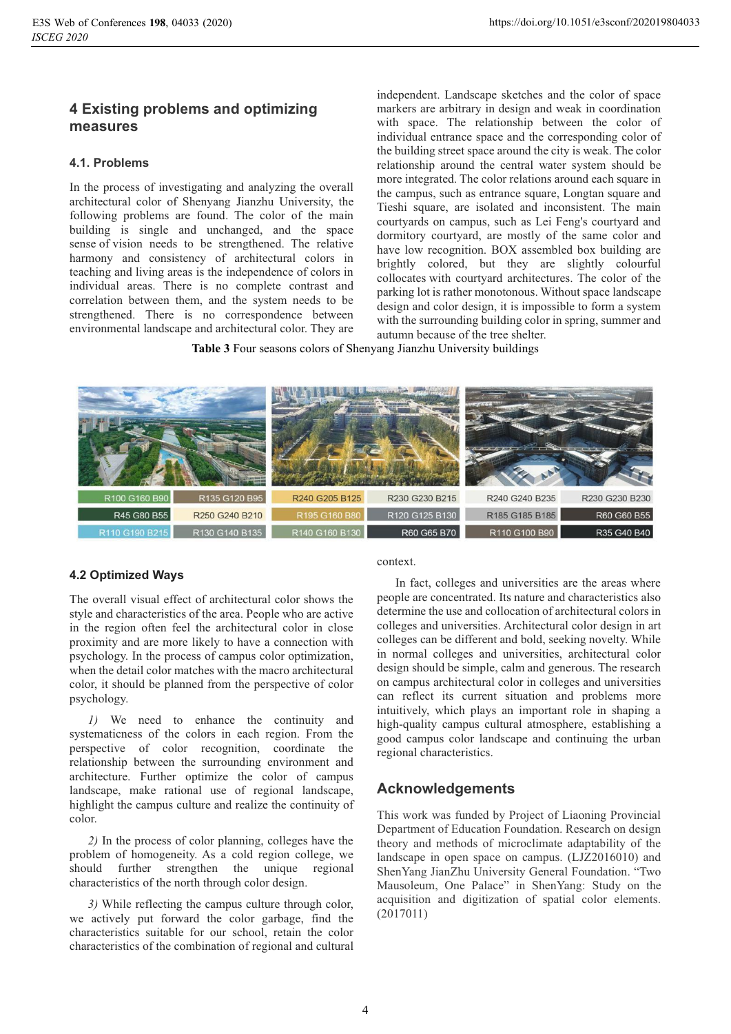## 4 Existing problems and optimizing measures

### 4.1. Problems

In the process of investigating and analyzing the overall architectural color of Shenyang Jianzhu University, the following problems are found. The color of the main building is single and unchanged, and the space sense of vision needs to be strengthened. The relative harmony and consistency of architectural colors in teaching and living areas is the independence of colors in individual areas. There is no complete contrast and correlation between them, and the system needs to be strengthened. There is no correspondence between environmental landscape and architectural color. They are independent. Landscape sketches and the color of space markers are arbitrary in design and weak in coordination with space. The relationship between the color of individual entrance space and the corresponding color of the building street space around the city is weak. The color relationship around the central water system should be more integrated. The color relations around each square in the campus, such as entrance square, Longtan square and Tieshi square, are isolated and inconsistent. The main courtyards on campus, such as Lei Feng's courtyard and dormitory courtyard, are mostly of the same color and have low recognition. BOX assembled box building are brightly colored, but they are slightly colourful collocates with courtyard architectures. The color of the parking lot is rather monotonous. Without space landscape design and color design, it is impossible to form a system with the surrounding building color in spring, summer and autumn because of the tree shelter.

**Table 3** Four seasons colors of Shenyang Jianzhu University buildings

| | | | | | |
|---|---|---|---|---|---|
| R100 G160 B90 | R135 G120 B95 | R240 G205 B125 | R230 G230 B215 | R240 G240 B235 | R230 G230 B230 |
| R45 G80 B55 | R250 G240 B210 | R195 G160 B80 | R120 G125 B130 | R185 G185 B185 | R60 G60 B55 |
| R110 G190 B215 | R130 G140 B135 | R140 G160 B130 | R60 G65 B70 | R110 G100 B90 | R35 G40 B40 |

### 4.2 Optimized Ways

The overall visual effect of architectural color shows the style and characteristics of the area. People who are active in the region often feel the architectural color in close proximity and are more likely to have a connection with psychology. In the process of campus color optimization, when the detail color matches with the macro architectural color, it should be planned from the perspective of color psychology.

*1)* We need to enhance the continuity and systematicness of the colors in each region. From the perspective of color recognition, coordinate the relationship between the surrounding environment and architecture. Further optimize the color of campus landscape, make rational use of regional landscape, highlight the campus culture and realize the continuity of color.

*2)* In the process of color planning, colleges have the problem of homogeneity. As a cold region college, we should further strengthen the unique regional characteristics of the north through color design.

*3)* While reflecting the campus culture through color, we actively put forward the color garbage, find the characteristics suitable for our school, retain the color characteristics of the combination of regional and cultural context.

In fact, colleges and universities are the areas where people are concentrated. Its nature and characteristics also determine the use and collocation of architectural colors in colleges and universities. Architectural color design in art colleges can be different and bold, seeking novelty. While in normal colleges and universities, architectural color design should be simple, calm and generous. The research on campus architectural color in colleges and universities can reflect its current situation and problems more intuitively, which plays an important role in shaping a high-quality campus cultural atmosphere, establishing a good campus color landscape and continuing the urban regional characteristics.

## Acknowledgements

This work was funded by Project of Liaoning Provincial Department of Education Foundation. Research on design theory and methods of microclimate adaptability of the landscape in open space on campus. (LJZ2016010) and ShenYang JianZhu University General Foundation. "Two Mausoleum, One Palace" in ShenYang: Study on the acquisition and digitization of spatial color elements. (2017011)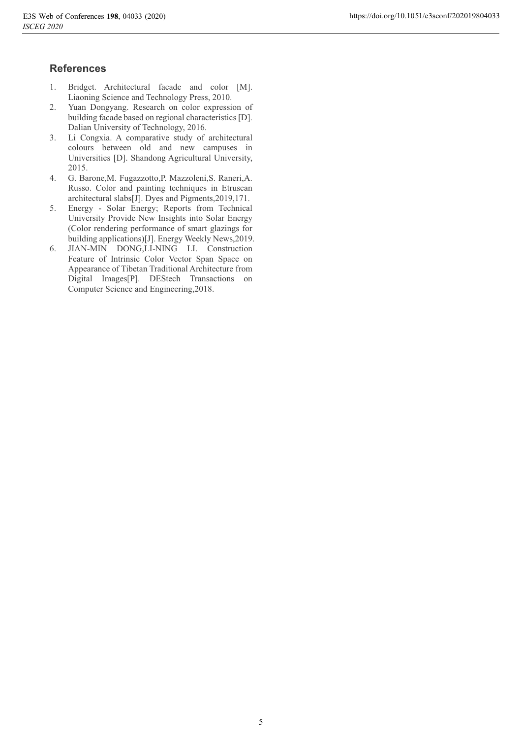## References

1. Bridget. Architectural facade and color [M]. Liaoning Science and Technology Press, 2010.
2. Yuan Dongyang. Research on color expression of building facade based on regional characteristics [D]. Dalian University of Technology, 2016.
3. Li Congxia. A comparative study of architectural colours between old and new campuses in Universities [D]. Shandong Agricultural University, 2015.
4. G. Barone,M. Fugazzotto,P. Mazzoleni,S. Raneri,A. Russo. Color and painting techniques in Etruscan architectural slabs[J]. Dyes and Pigments,2019,171.
5. Energy - Solar Energy; Reports from Technical University Provide New Insights into Solar Energy (Color rendering performance of smart glazings for building applications)[J]. Energy Weekly News,2019.
6. JIAN-MIN DONG,LI-NING LI. Construction Feature of Intrinsic Color Vector Span Space on Appearance of Tibetan Traditional Architecture from Digital Images[P]. DEStech Transactions on Computer Science and Engineering,2018.